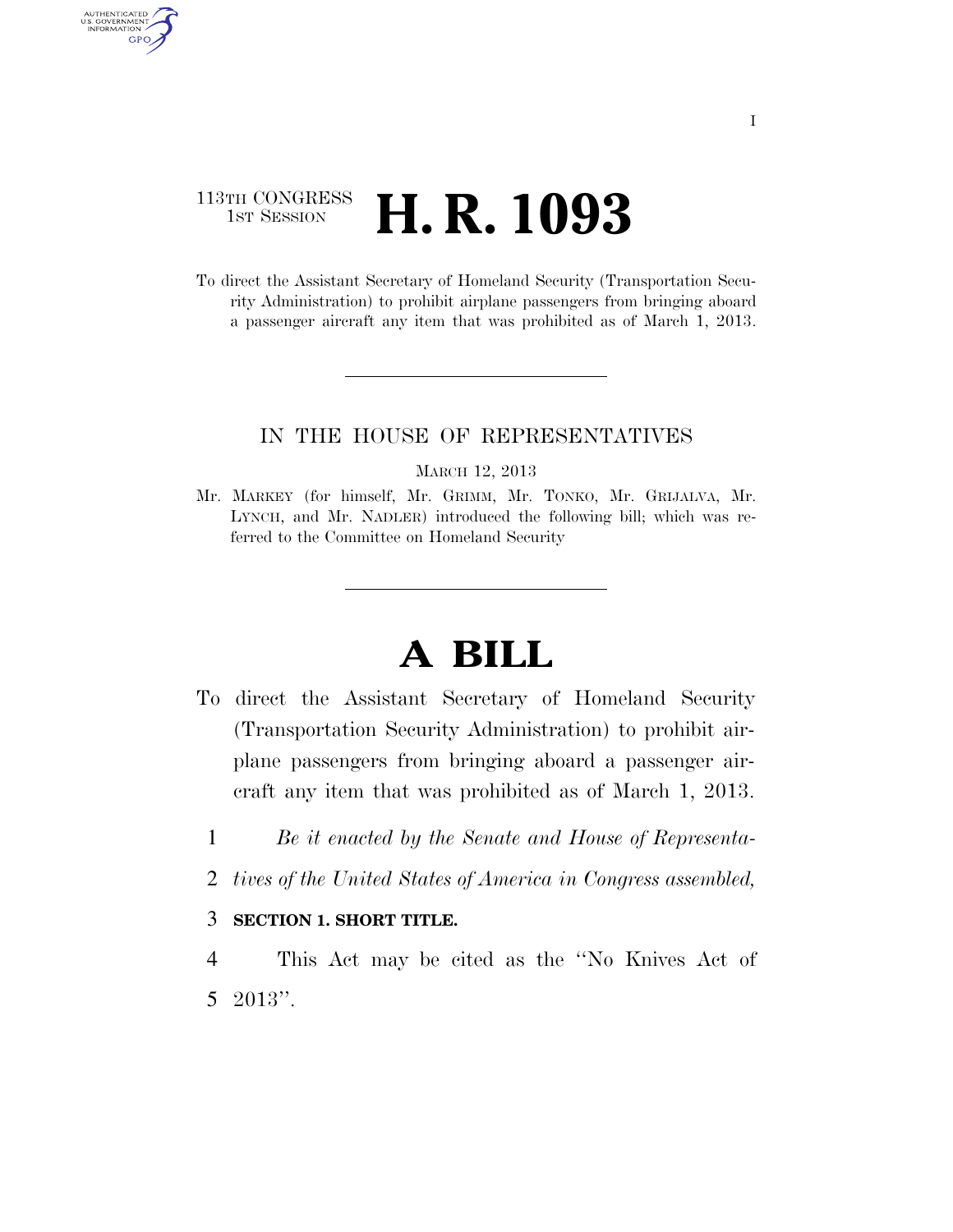113TH CONGRESS
1ST SESSION

# H. R. 1093

To direct the Assistant Secretary of Homeland Security (Transportation Security Administration) to prohibit airplane passengers from bringing aboard a passenger aircraft any item that was prohibited as of March 1, 2013.

IN THE HOUSE OF REPRESENTATIVES

MARCH 12, 2013

Mr. MARKEY (for himself, Mr. GRIMM, Mr. TONKO, Mr. GRIJALVA, Mr. LYNCH, and Mr. NADLER) introduced the following bill; which was referred to the Committee on Homeland Security

# A BILL

To direct the Assistant Secretary of Homeland Security (Transportation Security Administration) to prohibit airplane passengers from bringing aboard a passenger aircraft any item that was prohibited as of March 1, 2013.

1 *Be it enacted by the Senate and House of Representa-*
2 *tives of the United States of America in Congress assembled,*

3 **SECTION 1. SHORT TITLE.**

4 This Act may be cited as the ''No Knives Act of
5 2013''.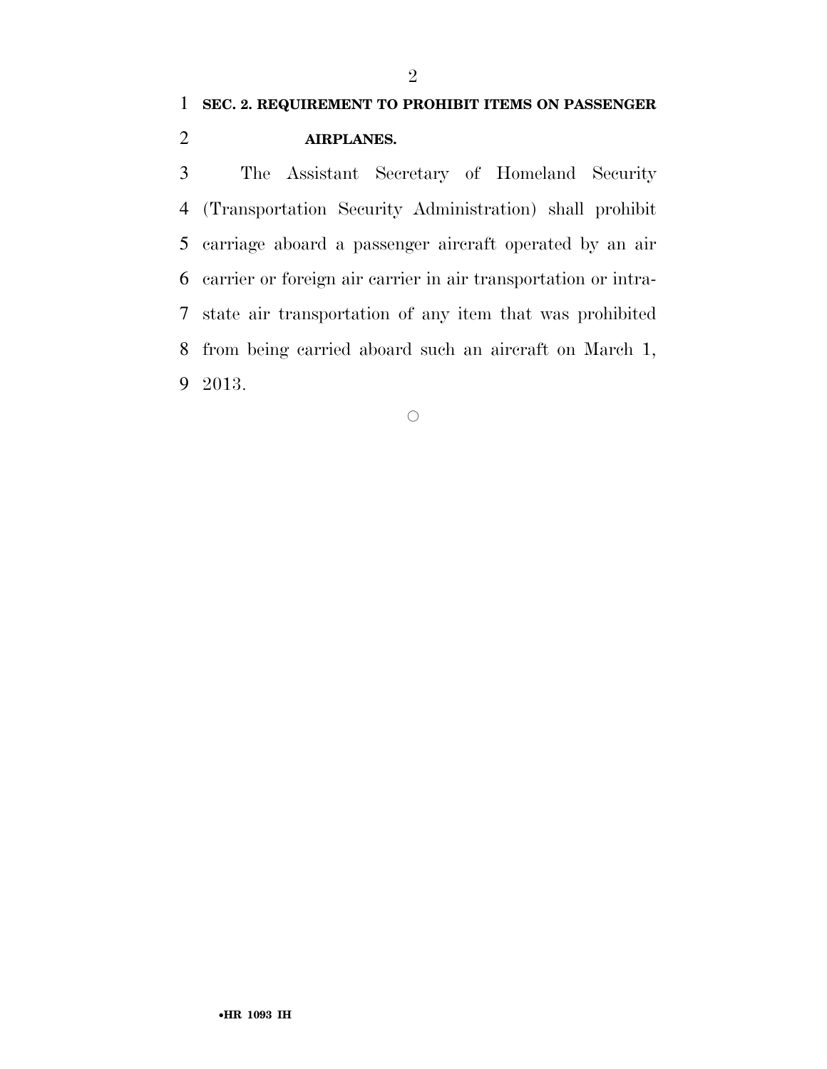**SEC. 2. REQUIREMENT TO PROHIBIT ITEMS ON PASSENGER AIRPLANES.**

The Assistant Secretary of Homeland Security (Transportation Security Administration) shall prohibit carriage aboard a passenger aircraft operated by an air carrier or foreign air carrier in air transportation or intrastate air transportation of any item that was prohibited from being carried aboard such an aircraft on March 1, 2013.

○